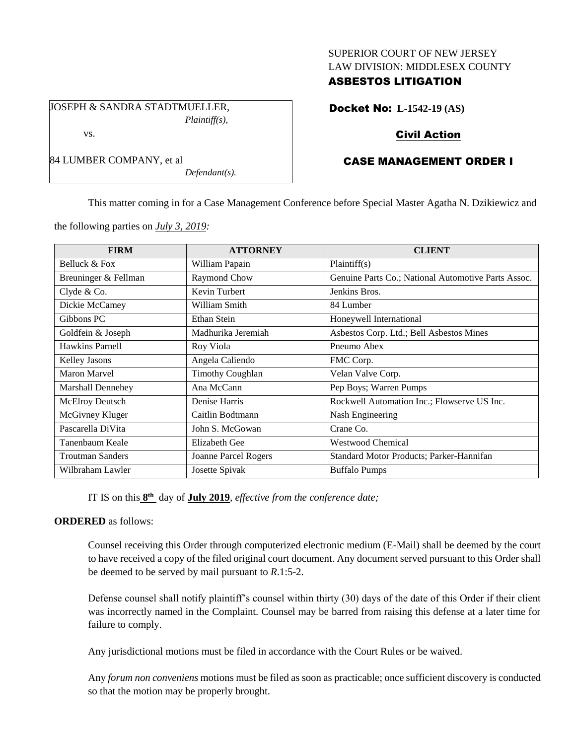SUPERIOR COURT OF NEW JERSEY
LAW DIVISION: MIDDLESEX COUNTY
**ASBESTOS LITIGATION**

JOSEPH & SANDRA STADTMUELLER,
*Plaintiff(s),*

vs.

84 LUMBER COMPANY, et al
*Defendant(s).*

**Docket No: L-1542-19 (AS)**

**Civil Action**

**CASE MANAGEMENT ORDER I**

This matter coming in for a Case Management Conference before Special Master Agatha N. Dzikiewicz and the following parties on *July 3, 2019:*

| FIRM | ATTORNEY | CLIENT |
|---|---|---|
| Belluck & Fox | William Papain | Plaintiff(s) |
| Breuninger & Fellman | Raymond Chow | Genuine Parts Co.; National Automotive Parts Assoc. |
| Clyde & Co. | Kevin Turbert | Jenkins Bros. |
| Dickie McCamey | William Smith | 84 Lumber |
| Gibbons PC | Ethan Stein | Honeywell International |
| Goldfein & Joseph | Madhurika Jeremiah | Asbestos Corp. Ltd.; Bell Asbestos Mines |
| Hawkins Parnell | Roy Viola | Pneumo Abex |
| Kelley Jasons | Angela Caliendo | FMC Corp. |
| Maron Marvel | Timothy Coughlan | Velan Valve Corp. |
| Marshall Dennehey | Ana McCann | Pep Boys; Warren Pumps |
| McElroy Deutsch | Denise Harris | Rockwell Automation Inc.; Flowserve US Inc. |
| McGivney Kluger | Caitlin Bodtmann | Nash Engineering |
| Pascarella DiVita | John S. McGowan | Crane Co. |
| Tanenbaum Keale | Elizabeth Gee | Westwood Chemical |
| Troutman Sanders | Joanne Parcel Rogers | Standard Motor Products; Parker-Hannifan |
| Wilbraham Lawler | Josette Spivak | Buffalo Pumps |

IT IS on this **8th** day of **July 2019**, *effective from the conference date;*

**ORDERED** as follows:

Counsel receiving this Order through computerized electronic medium (E-Mail) shall be deemed by the court to have received a copy of the filed original court document. Any document served pursuant to this Order shall be deemed to be served by mail pursuant to *R*.1:5-2.

Defense counsel shall notify plaintiff's counsel within thirty (30) days of the date of this Order if their client was incorrectly named in the Complaint. Counsel may be barred from raising this defense at a later time for failure to comply.

Any jurisdictional motions must be filed in accordance with the Court Rules or be waived.

Any *forum non conveniens* motions must be filed as soon as practicable; once sufficient discovery is conducted so that the motion may be properly brought.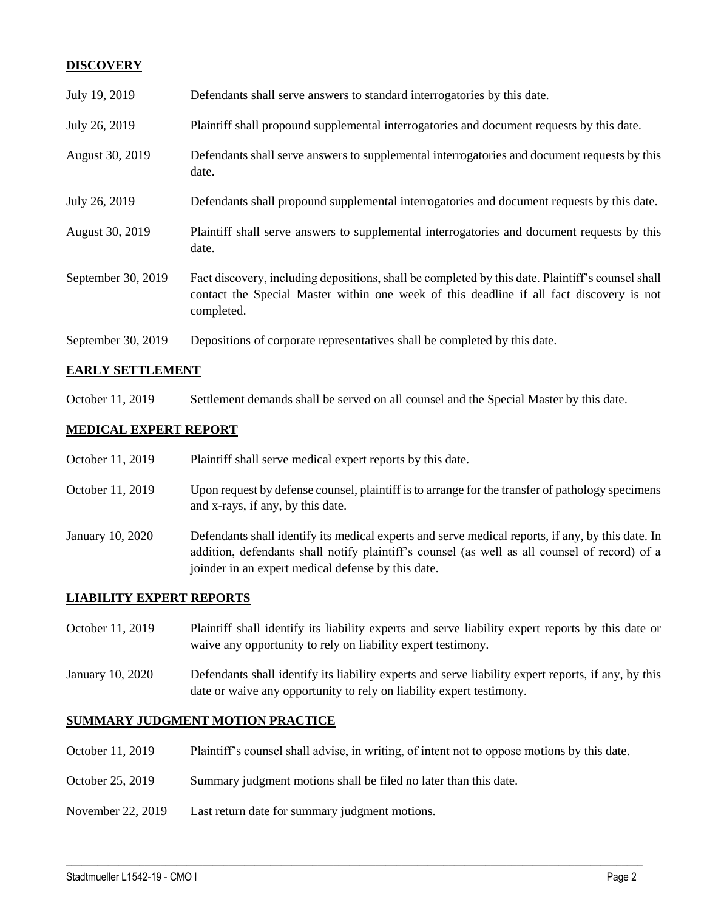## DISCOVERY

| | |
|---|---|
| July 19, 2019 | Defendants shall serve answers to standard interrogatories by this date. |
| July 26, 2019 | Plaintiff shall propound supplemental interrogatories and document requests by this date. |
| August 30, 2019 | Defendants shall serve answers to supplemental interrogatories and document requests by this date. |
| July 26, 2019 | Defendants shall propound supplemental interrogatories and document requests by this date. |
| August 30, 2019 | Plaintiff shall serve answers to supplemental interrogatories and document requests by this date. |
| September 30, 2019 | Fact discovery, including depositions, shall be completed by this date. Plaintiff's counsel shall contact the Special Master within one week of this deadline if all fact discovery is not completed. |
| September 30, 2019 | Depositions of corporate representatives shall be completed by this date. |

## EARLY SETTLEMENT

| | |
|---|---|
| October 11, 2019 | Settlement demands shall be served on all counsel and the Special Master by this date. |

## MEDICAL EXPERT REPORT

| | |
|---|---|
| October 11, 2019 | Plaintiff shall serve medical expert reports by this date. |
| October 11, 2019 | Upon request by defense counsel, plaintiff is to arrange for the transfer of pathology specimens and x-rays, if any, by this date. |
| January 10, 2020 | Defendants shall identify its medical experts and serve medical reports, if any, by this date. In addition, defendants shall notify plaintiff's counsel (as well as all counsel of record) of a joinder in an expert medical defense by this date. |

## LIABILITY EXPERT REPORTS

| | |
|---|---|
| October 11, 2019 | Plaintiff shall identify its liability experts and serve liability expert reports by this date or waive any opportunity to rely on liability expert testimony. |
| January 10, 2020 | Defendants shall identify its liability experts and serve liability expert reports, if any, by this date or waive any opportunity to rely on liability expert testimony. |

## SUMMARY JUDGMENT MOTION PRACTICE

| | |
|---|---|
| October 11, 2019 | Plaintiff's counsel shall advise, in writing, of intent not to oppose motions by this date. |
| October 25, 2019 | Summary judgment motions shall be filed no later than this date. |
| November 22, 2019 | Last return date for summary judgment motions. |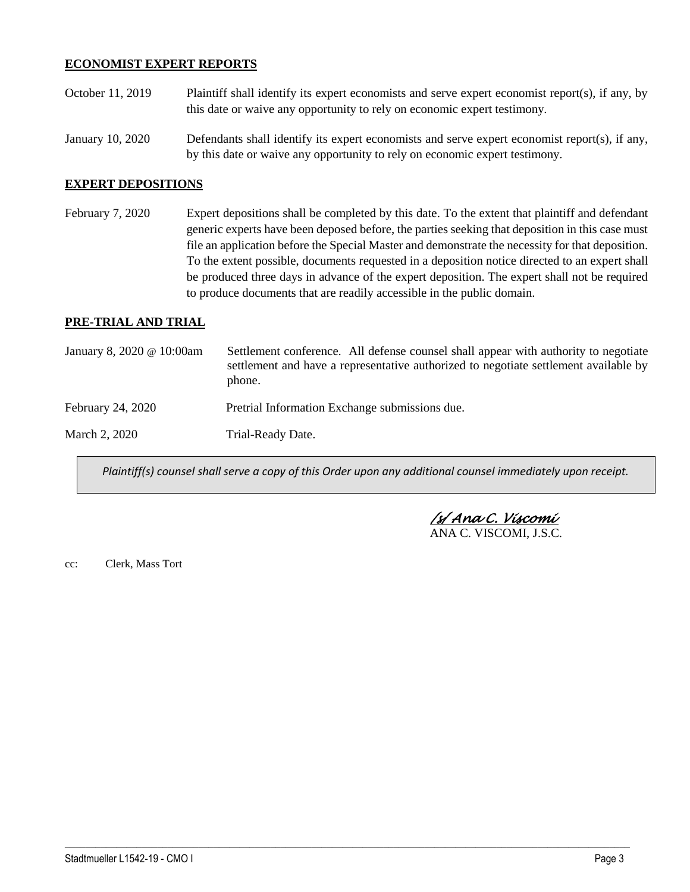**ECONOMIST EXPERT REPORTS**

| | |
|---|---|
| October 11, 2019 | Plaintiff shall identify its expert economists and serve expert economist report(s), if any, by this date or waive any opportunity to rely on economic expert testimony. |
| January 10, 2020 | Defendants shall identify its expert economists and serve expert economist report(s), if any, by this date or waive any opportunity to rely on economic expert testimony. |

**EXPERT DEPOSITIONS**

| | |
|---|---|
| February 7, 2020 | Expert depositions shall be completed by this date. To the extent that plaintiff and defendant generic experts have been deposed before, the parties seeking that deposition in this case must file an application before the Special Master and demonstrate the necessity for that deposition. To the extent possible, documents requested in a deposition notice directed to an expert shall be produced three days in advance of the expert deposition. The expert shall not be required to produce documents that are readily accessible in the public domain. |

**PRE-TRIAL AND TRIAL**

| | |
|---|---|
| January 8, 2020 @ 10:00am | Settlement conference. All defense counsel shall appear with authority to negotiate settlement and have a representative authorized to negotiate settlement available by phone. |
| February 24, 2020 | Pretrial Information Exchange submissions due. |
| March 2, 2020 | Trial-Ready Date. |

*Plaintiff(s) counsel shall serve a copy of this Order upon any additional counsel immediately upon receipt.*

*/s/ Ana C. Viscomi*
ANA C. VISCOMI, J.S.C.

cc: Clerk, Mass Tort